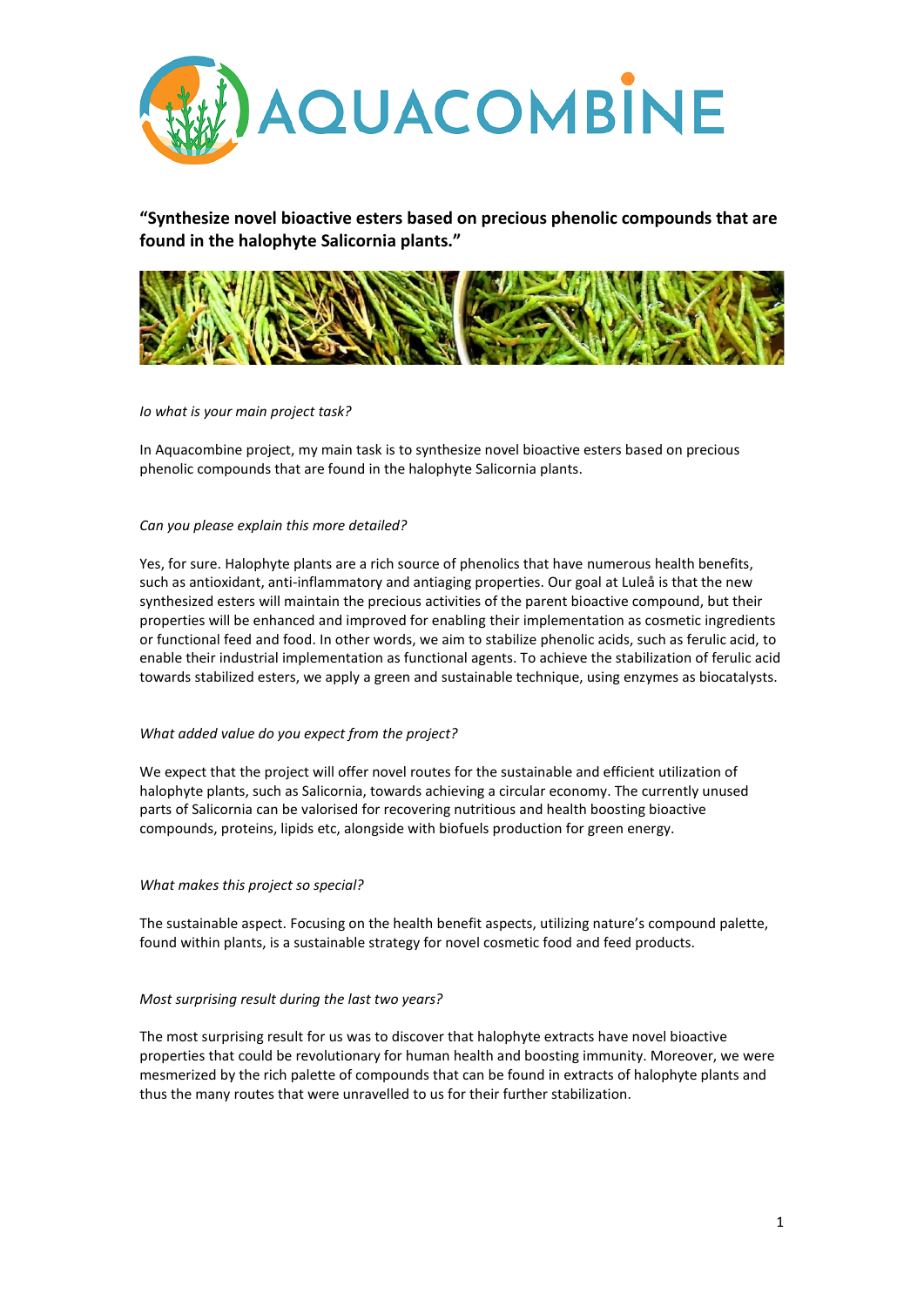# AQUACOMBINE

**"Synthesize novel bioactive esters based on precious phenolic compounds that are found in the halophyte Salicornia plants."**

*Io what is your main project task?*

In Aquacombine project, my main task is to synthesize novel bioactive esters based on precious phenolic compounds that are found in the halophyte Salicornia plants.

*Can you please explain this more detailed?*

Yes, for sure. Halophyte plants are a rich source of phenolics that have numerous health benefits, such as antioxidant, anti-inflammatory and antiaging properties. Our goal at Luleå is that the new synthesized esters will maintain the precious activities of the parent bioactive compound, but their properties will be enhanced and improved for enabling their implementation as cosmetic ingredients or functional feed and food. In other words, we aim to stabilize phenolic acids, such as ferulic acid, to enable their industrial implementation as functional agents. To achieve the stabilization of ferulic acid towards stabilized esters, we apply a green and sustainable technique, using enzymes as biocatalysts.

*What added value do you expect from the project?*

We expect that the project will offer novel routes for the sustainable and efficient utilization of halophyte plants, such as Salicornia, towards achieving a circular economy. The currently unused parts of Salicornia can be valorised for recovering nutritious and health boosting bioactive compounds, proteins, lipids etc, alongside with biofuels production for green energy.

*What makes this project so special?*

The sustainable aspect. Focusing on the health benefit aspects, utilizing nature's compound palette, found within plants, is a sustainable strategy for novel cosmetic food and feed products.

*Most surprising result during the last two years?*

The most surprising result for us was to discover that halophyte extracts have novel bioactive properties that could be revolutionary for human health and boosting immunity. Moreover, we were mesmerized by the rich palette of compounds that can be found in extracts of halophyte plants and thus the many routes that were unravelled to us for their further stabilization.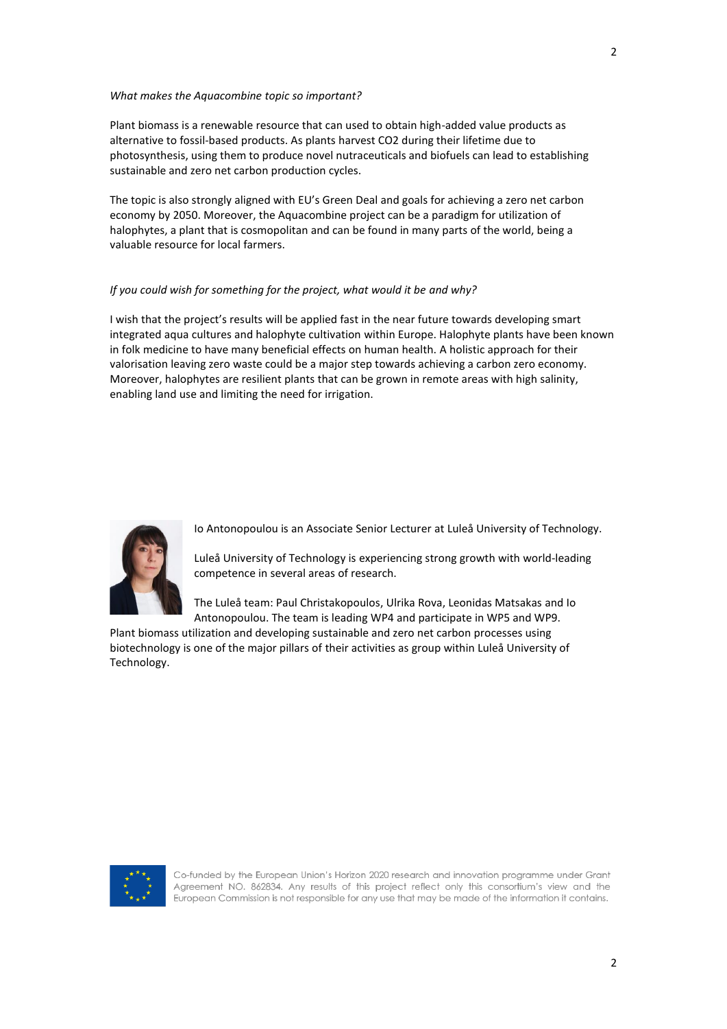*What makes the Aquacombine topic so important?*

Plant biomass is a renewable resource that can used to obtain high-added value products as alternative to fossil-based products. As plants harvest CO2 during their lifetime due to photosynthesis, using them to produce novel nutraceuticals and biofuels can lead to establishing sustainable and zero net carbon production cycles.

The topic is also strongly aligned with EU's Green Deal and goals for achieving a zero net carbon economy by 2050. Moreover, the Aquacombine project can be a paradigm for utilization of halophytes, a plant that is cosmopolitan and can be found in many parts of the world, being a valuable resource for local farmers.

*If you could wish for something for the project, what would it be and why?*

I wish that the project's results will be applied fast in the near future towards developing smart integrated aqua cultures and halophyte cultivation within Europe. Halophyte plants have been known in folk medicine to have many beneficial effects on human health. A holistic approach for their valorisation leaving zero waste could be a major step towards achieving a carbon zero economy. Moreover, halophytes are resilient plants that can be grown in remote areas with high salinity, enabling land use and limiting the need for irrigation.

Io Antonopoulou is an Associate Senior Lecturer at Luleå University of Technology.

Luleå University of Technology is experiencing strong growth with world-leading competence in several areas of research.

The Luleå team: Paul Christakopoulos, Ulrika Rova, Leonidas Matsakas and Io Antonopoulou. The team is leading WP4 and participate in WP5 and WP9. Plant biomass utilization and developing sustainable and zero net carbon processes using biotechnology is one of the major pillars of their activities as group within Luleå University of Technology.

Co-funded by the European Union's Horizon 2020 research and innovation programme under Grant Agreement NO. 862834. Any results of this project reflect only this consortium's view and the European Commission is not responsible for any use that may be made of the information it contains.